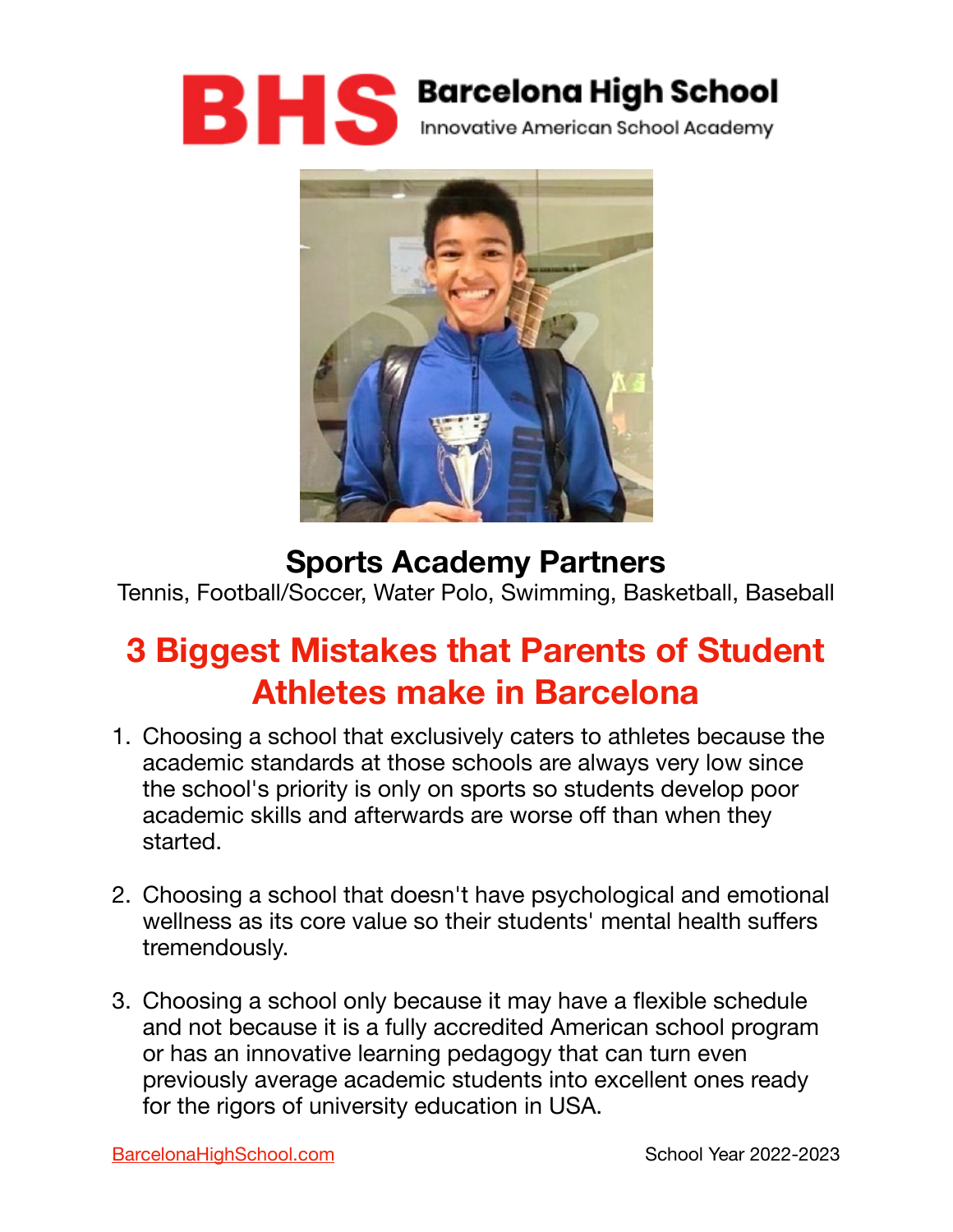# BHS Barcelona High School

Innovative American School Academy

## Sports Academy Partners

Tennis, Football/Soccer, Water Polo, Swimming, Basketball, Baseball

## 3 Biggest Mistakes that Parents of Student Athletes make in Barcelona

1. Choosing a school that exclusively caters to athletes because the academic standards at those schools are always very low since the school's priority is only on sports so students develop poor academic skills and afterwards are worse off than when they started.

2. Choosing a school that doesn't have psychological and emotional wellness as its core value so their students' mental health suffers tremendously.

3. Choosing a school only because it may have a flexible schedule and not because it is a fully accredited American school program or has an innovative learning pedagogy that can turn even previously average academic students into excellent ones ready for the rigors of university education in USA.

BarcelonaHighSchool.com School Year 2022-2023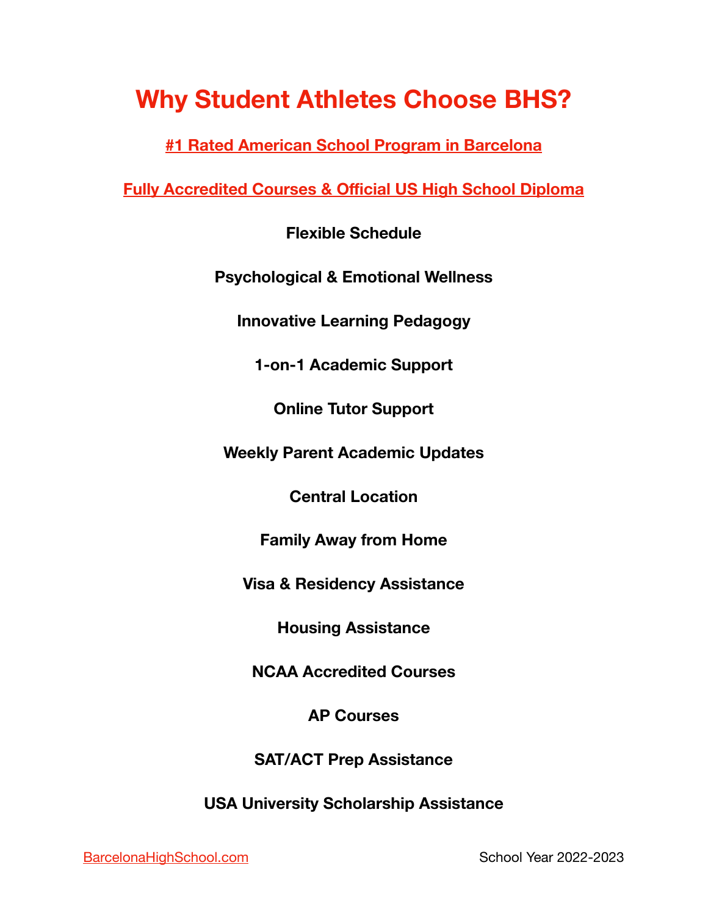# Why Student Athletes Choose BHS?

**#1 Rated American School Program in Barcelona**

**Fully Accredited Courses & Official US High School Diploma**

**Flexible Schedule**

**Psychological & Emotional Wellness**

**Innovative Learning Pedagogy**

**1-on-1 Academic Support**

**Online Tutor Support**

**Weekly Parent Academic Updates**

**Central Location**

**Family Away from Home**

**Visa & Residency Assistance**

**Housing Assistance**

**NCAA Accredited Courses**

**AP Courses**

**SAT/ACT Prep Assistance**

**USA University Scholarship Assistance**

BarcelonaHighSchool.com

School Year 2022-2023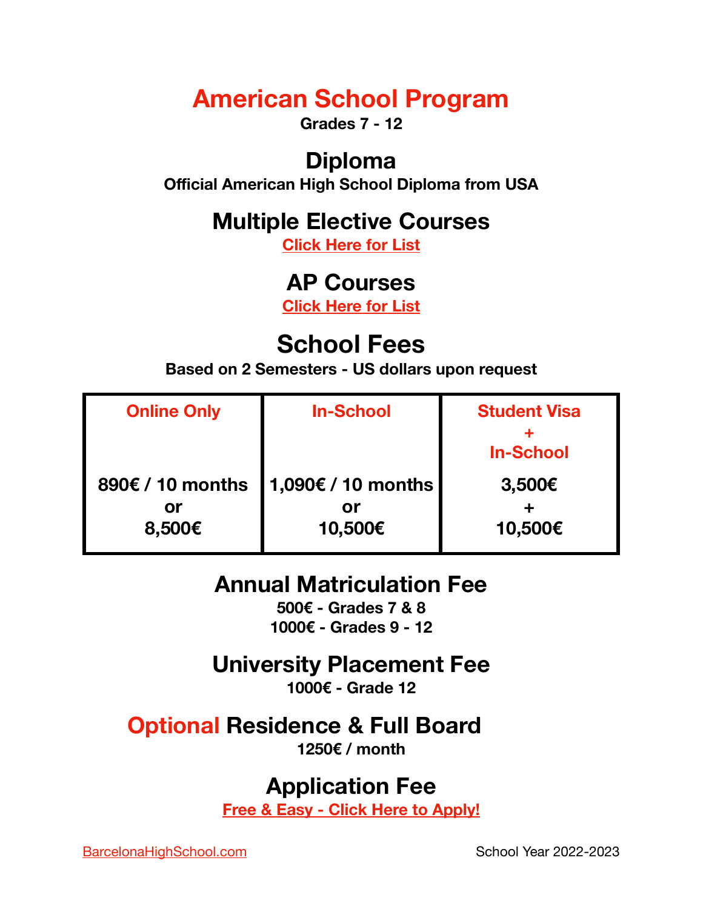# American School Program

**Grades 7 - 12**

## Diploma

**Official American High School Diploma from USA**

## Multiple Elective Courses

**Click Here for List**

## AP Courses

**Click Here for List**

## School Fees

**Based on 2 Semesters - US dollars upon request**

| Online Only | In-School | Student Visa + In-School |
|---|---|---|
| 890€ / 10 months or 8,500€ | 1,090€ / 10 months or 10,500€ | 3,500€ + 10,500€ |

## Annual Matriculation Fee

**500€ - Grades 7 & 8**
**1000€ - Grades 9 - 12**

## University Placement Fee

**1000€ - Grade 12**

## Optional Residence & Full Board

**1250€ / month**

## Application Fee

**Free & Easy - Click Here to Apply!**

BarcelonaHighSchool.com

School Year 2022-2023